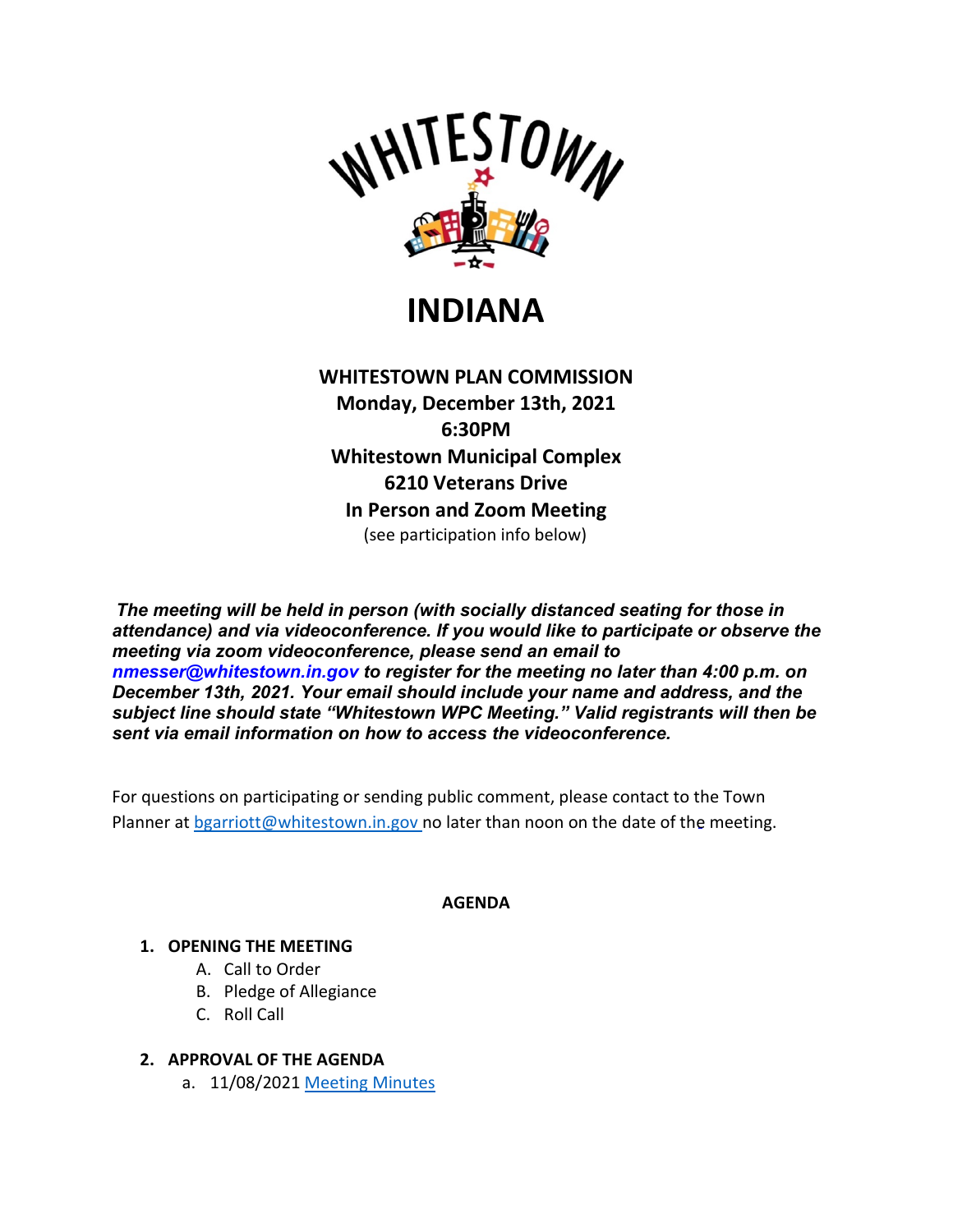WHITESTOWN

# INDIANA

**WHITESTOWN PLAN COMMISSION**
**Monday, December 13th, 2021**
**6:30PM**
**Whitestown Municipal Complex**
**6210 Veterans Drive**
**In Person and Zoom Meeting**
(see participation info below)

***The meeting will be held in person (with socially distanced seating for those in attendance) and via videoconference. If you would like to participate or observe the meeting via zoom videoconference, please send an email to nmesser@whitestown.in.gov to register for the meeting no later than 4:00 p.m. on December 13th, 2021. Your email should include your name and address, and the subject line should state "Whitestown WPC Meeting." Valid registrants will then be sent via email information on how to access the videoconference.***

For questions on participating or sending public comment, please contact to the Town Planner at bgarriott@whitestown.in.gov no later than noon on the date of the meeting.

**AGENDA**

1. **OPENING THE MEETING**
   A. Call to Order
   B. Pledge of Allegiance
   C. Roll Call

2. **APPROVAL OF THE AGENDA**
   a. 11/08/2021 Meeting Minutes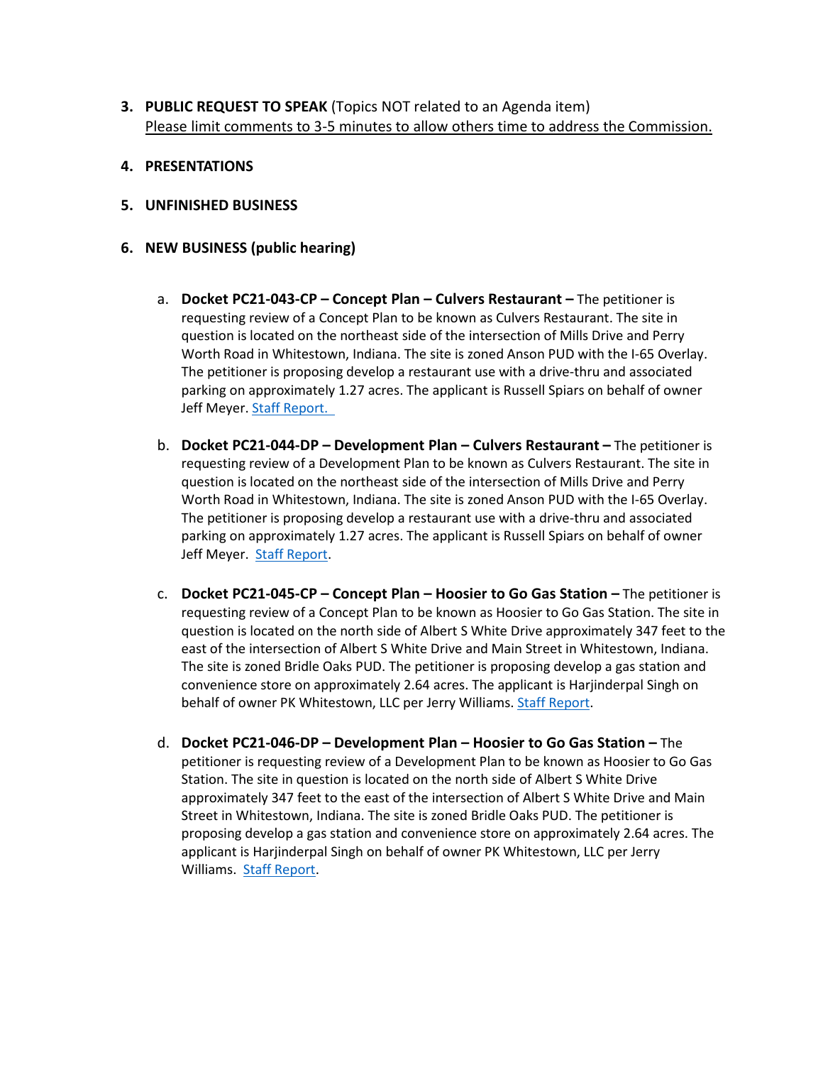3. **PUBLIC REQUEST TO SPEAK** (Topics NOT related to an Agenda item)
   Please limit comments to 3-5 minutes to allow others time to address the Commission.

4. **PRESENTATIONS**

5. **UNFINISHED BUSINESS**

6. **NEW BUSINESS (public hearing)**

   a. **Docket PC21-043-CP – Concept Plan – Culvers Restaurant –** The petitioner is requesting review of a Concept Plan to be known as Culvers Restaurant. The site in question is located on the northeast side of the intersection of Mills Drive and Perry Worth Road in Whitestown, Indiana. The site is zoned Anson PUD with the I-65 Overlay. The petitioner is proposing develop a restaurant use with a drive-thru and associated parking on approximately 1.27 acres. The applicant is Russell Spiars on behalf of owner Jeff Meyer. Staff Report.

   b. **Docket PC21-044-DP – Development Plan – Culvers Restaurant –** The petitioner is requesting review of a Development Plan to be known as Culvers Restaurant. The site in question is located on the northeast side of the intersection of Mills Drive and Perry Worth Road in Whitestown, Indiana. The site is zoned Anson PUD with the I-65 Overlay. The petitioner is proposing develop a restaurant use with a drive-thru and associated parking on approximately 1.27 acres. The applicant is Russell Spiars on behalf of owner Jeff Meyer. Staff Report.

   c. **Docket PC21-045-CP – Concept Plan – Hoosier to Go Gas Station –** The petitioner is requesting review of a Concept Plan to be known as Hoosier to Go Gas Station. The site in question is located on the north side of Albert S White Drive approximately 347 feet to the east of the intersection of Albert S White Drive and Main Street in Whitestown, Indiana. The site is zoned Bridle Oaks PUD. The petitioner is proposing develop a gas station and convenience store on approximately 2.64 acres. The applicant is Harjinderpal Singh on behalf of owner PK Whitestown, LLC per Jerry Williams. Staff Report.

   d. **Docket PC21-046-DP – Development Plan – Hoosier to Go Gas Station –** The petitioner is requesting review of a Development Plan to be known as Hoosier to Go Gas Station. The site in question is located on the north side of Albert S White Drive approximately 347 feet to the east of the intersection of Albert S White Drive and Main Street in Whitestown, Indiana. The site is zoned Bridle Oaks PUD. The petitioner is proposing develop a gas station and convenience store on approximately 2.64 acres. The applicant is Harjinderpal Singh on behalf of owner PK Whitestown, LLC per Jerry Williams. Staff Report.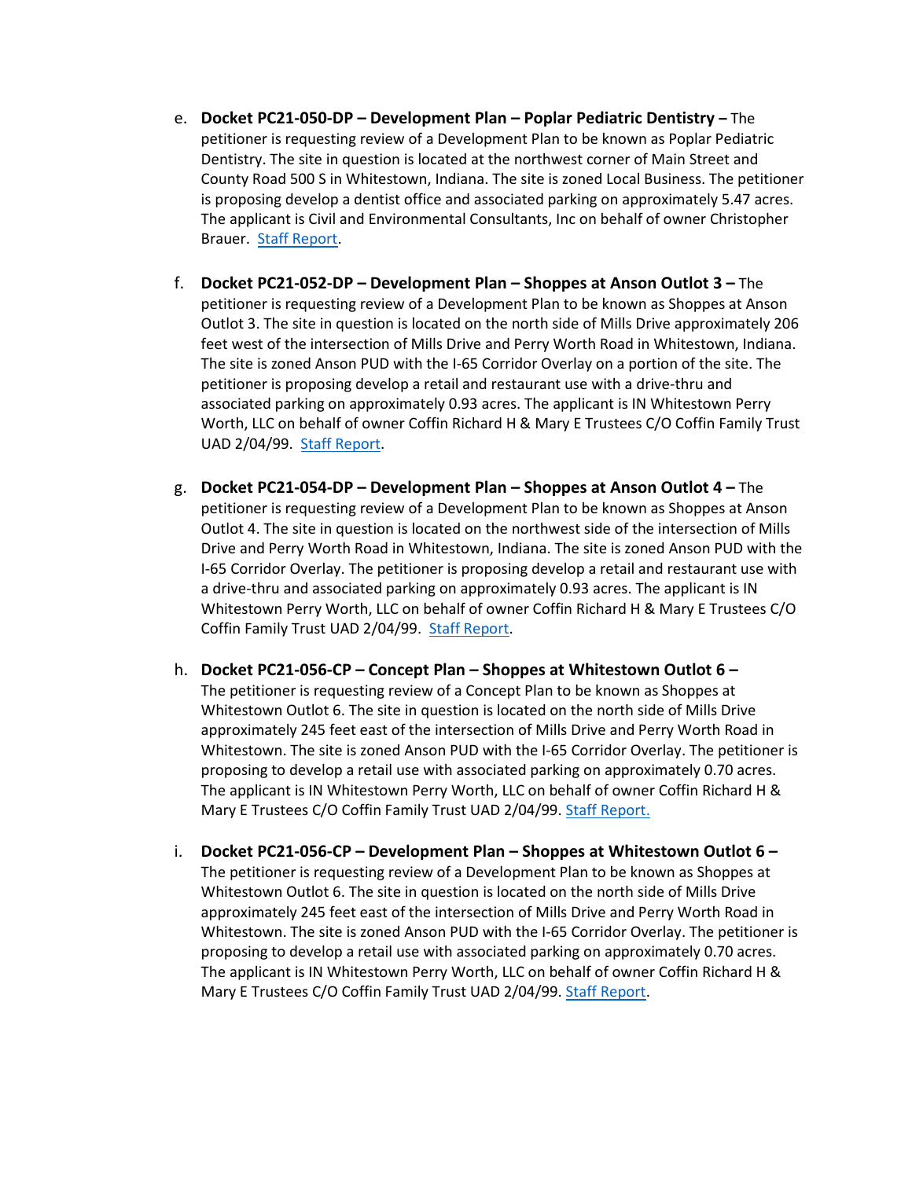e. **Docket PC21-050-DP – Development Plan – Poplar Pediatric Dentistry –** The petitioner is requesting review of a Development Plan to be known as Poplar Pediatric Dentistry. The site in question is located at the northwest corner of Main Street and County Road 500 S in Whitestown, Indiana. The site is zoned Local Business. The petitioner is proposing develop a dentist office and associated parking on approximately 5.47 acres. The applicant is Civil and Environmental Consultants, Inc on behalf of owner Christopher Brauer. Staff Report.

f. **Docket PC21-052-DP – Development Plan – Shoppes at Anson Outlot 3 –** The petitioner is requesting review of a Development Plan to be known as Shoppes at Anson Outlot 3. The site in question is located on the north side of Mills Drive approximately 206 feet west of the intersection of Mills Drive and Perry Worth Road in Whitestown, Indiana. The site is zoned Anson PUD with the I-65 Corridor Overlay on a portion of the site. The petitioner is proposing develop a retail and restaurant use with a drive-thru and associated parking on approximately 0.93 acres. The applicant is IN Whitestown Perry Worth, LLC on behalf of owner Coffin Richard H & Mary E Trustees C/O Coffin Family Trust UAD 2/04/99. Staff Report.

g. **Docket PC21-054-DP – Development Plan – Shoppes at Anson Outlot 4 –** The petitioner is requesting review of a Development Plan to be known as Shoppes at Anson Outlot 4. The site in question is located on the northwest side of the intersection of Mills Drive and Perry Worth Road in Whitestown, Indiana. The site is zoned Anson PUD with the I-65 Corridor Overlay. The petitioner is proposing develop a retail and restaurant use with a drive-thru and associated parking on approximately 0.93 acres. The applicant is IN Whitestown Perry Worth, LLC on behalf of owner Coffin Richard H & Mary E Trustees C/O Coffin Family Trust UAD 2/04/99. Staff Report.

h. **Docket PC21-056-CP – Concept Plan – Shoppes at Whitestown Outlot 6 –** The petitioner is requesting review of a Concept Plan to be known as Shoppes at Whitestown Outlot 6. The site in question is located on the north side of Mills Drive approximately 245 feet east of the intersection of Mills Drive and Perry Worth Road in Whitestown. The site is zoned Anson PUD with the I-65 Corridor Overlay. The petitioner is proposing to develop a retail use with associated parking on approximately 0.70 acres. The applicant is IN Whitestown Perry Worth, LLC on behalf of owner Coffin Richard H & Mary E Trustees C/O Coffin Family Trust UAD 2/04/99. Staff Report.

i. **Docket PC21-056-CP – Development Plan – Shoppes at Whitestown Outlot 6 –** The petitioner is requesting review of a Development Plan to be known as Shoppes at Whitestown Outlot 6. The site in question is located on the north side of Mills Drive approximately 245 feet east of the intersection of Mills Drive and Perry Worth Road in Whitestown. The site is zoned Anson PUD with the I-65 Corridor Overlay. The petitioner is proposing to develop a retail use with associated parking on approximately 0.70 acres. The applicant is IN Whitestown Perry Worth, LLC on behalf of owner Coffin Richard H & Mary E Trustees C/O Coffin Family Trust UAD 2/04/99. Staff Report.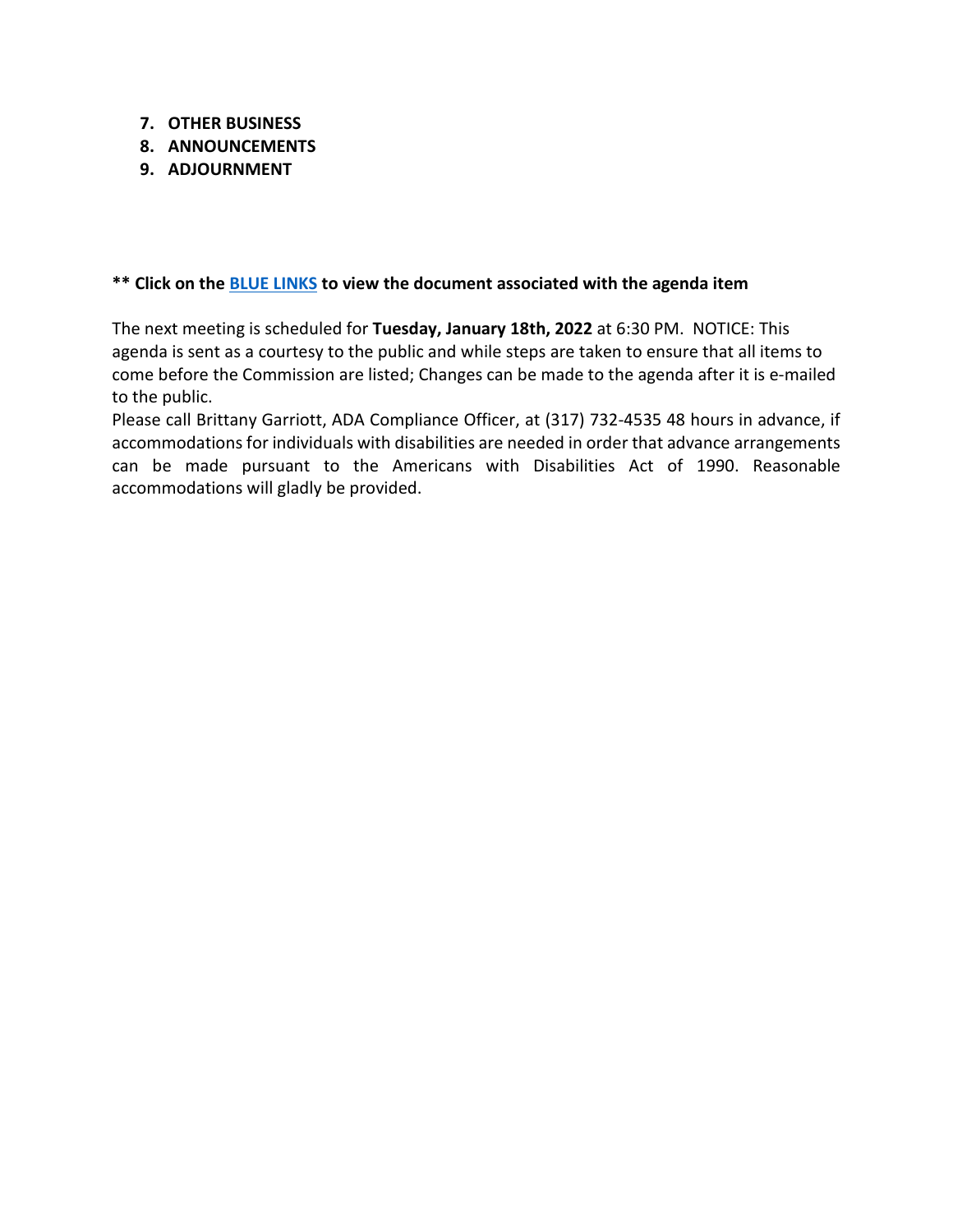7. **OTHER BUSINESS**
8. **ANNOUNCEMENTS**
9. **ADJOURNMENT**

**** Click on the BLUE LINKS to view the document associated with the agenda item**

The next meeting is scheduled for **Tuesday, January 18th, 2022** at 6:30 PM. NOTICE: This agenda is sent as a courtesy to the public and while steps are taken to ensure that all items to come before the Commission are listed; Changes can be made to the agenda after it is e-mailed to the public.

Please call Brittany Garriott, ADA Compliance Officer, at (317) 732-4535 48 hours in advance, if accommodations for individuals with disabilities are needed in order that advance arrangements can be made pursuant to the Americans with Disabilities Act of 1990. Reasonable accommodations will gladly be provided.